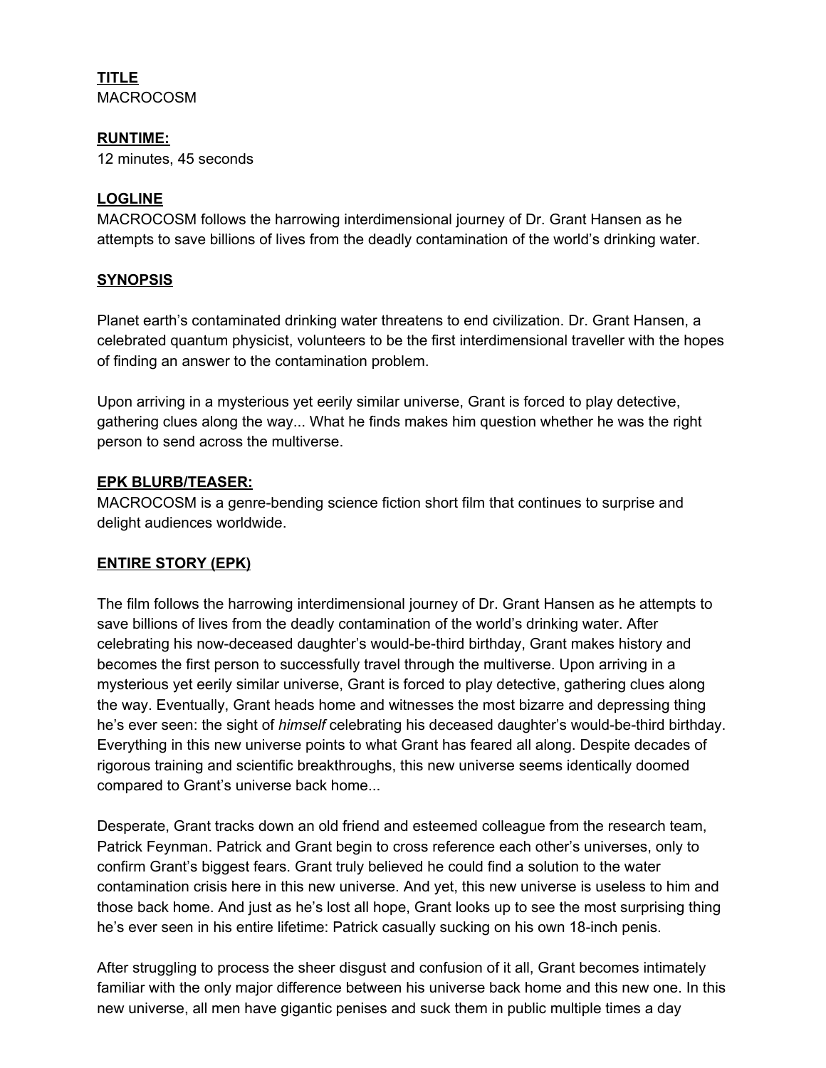**TITLE**
MACROCOSM

**RUNTIME:**
12 minutes, 45 seconds

**LOGLINE**
MACROCOSM follows the harrowing interdimensional journey of Dr. Grant Hansen as he attempts to save billions of lives from the deadly contamination of the world's drinking water.

**SYNOPSIS**

Planet earth's contaminated drinking water threatens to end civilization. Dr. Grant Hansen, a celebrated quantum physicist, volunteers to be the first interdimensional traveller with the hopes of finding an answer to the contamination problem.

Upon arriving in a mysterious yet eerily similar universe, Grant is forced to play detective, gathering clues along the way... What he finds makes him question whether he was the right person to send across the multiverse.

**EPK BLURB/TEASER:**
MACROCOSM is a genre-bending science fiction short film that continues to surprise and delight audiences worldwide.

**ENTIRE STORY (EPK)**

The film follows the harrowing interdimensional journey of Dr. Grant Hansen as he attempts to save billions of lives from the deadly contamination of the world's drinking water. After celebrating his now-deceased daughter's would-be-third birthday, Grant makes history and becomes the first person to successfully travel through the multiverse. Upon arriving in a mysterious yet eerily similar universe, Grant is forced to play detective, gathering clues along the way. Eventually, Grant heads home and witnesses the most bizarre and depressing thing he's ever seen: the sight of *himself* celebrating his deceased daughter's would-be-third birthday. Everything in this new universe points to what Grant has feared all along. Despite decades of rigorous training and scientific breakthroughs, this new universe seems identically doomed compared to Grant's universe back home...

Desperate, Grant tracks down an old friend and esteemed colleague from the research team, Patrick Feynman. Patrick and Grant begin to cross reference each other's universes, only to confirm Grant's biggest fears. Grant truly believed he could find a solution to the water contamination crisis here in this new universe. And yet, this new universe is useless to him and those back home. And just as he's lost all hope, Grant looks up to see the most surprising thing he's ever seen in his entire lifetime: Patrick casually sucking on his own 18-inch penis.

After struggling to process the sheer disgust and confusion of it all, Grant becomes intimately familiar with the only major difference between his universe back home and this new one. In this new universe, all men have gigantic penises and suck them in public multiple times a day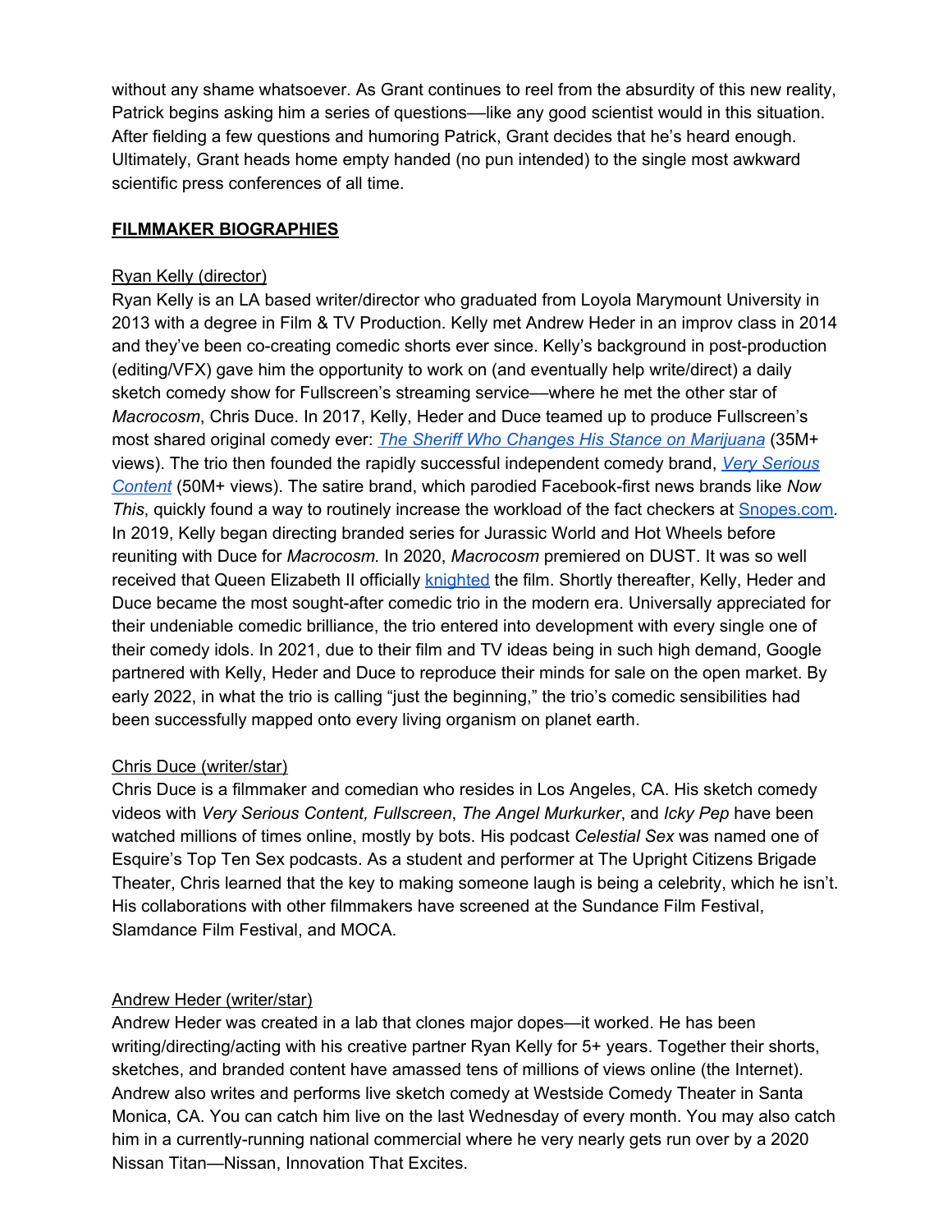without any shame whatsoever. As Grant continues to reel from the absurdity of this new reality, Patrick begins asking him a series of questions—like any good scientist would in this situation. After fielding a few questions and humoring Patrick, Grant decides that he's heard enough. Ultimately, Grant heads home empty handed (no pun intended) to the single most awkward scientific press conferences of all time.

## FILMMAKER BIOGRAPHIES

### Ryan Kelly (director)

Ryan Kelly is an LA based writer/director who graduated from Loyola Marymount University in 2013 with a degree in Film & TV Production. Kelly met Andrew Heder in an improv class in 2014 and they've been co-creating comedic shorts ever since. Kelly's background in post-production (editing/VFX) gave him the opportunity to work on (and eventually help write/direct) a daily sketch comedy show for Fullscreen's streaming service—where he met the other star of *Macrocosm*, Chris Duce. In 2017, Kelly, Heder and Duce teamed up to produce Fullscreen's most shared original comedy ever: *The Sheriff Who Changes His Stance on Marijuana* (35M+ views). The trio then founded the rapidly successful independent comedy brand, *Very Serious Content* (50M+ views). The satire brand, which parodied Facebook-first news brands like *Now This*, quickly found a way to routinely increase the workload of the fact checkers at Snopes.com. In 2019, Kelly began directing branded series for Jurassic World and Hot Wheels before reuniting with Duce for *Macrocosm.* In 2020, *Macrocosm* premiered on DUST. It was so well received that Queen Elizabeth II officially knighted the film. Shortly thereafter, Kelly, Heder and Duce became the most sought-after comedic trio in the modern era. Universally appreciated for their undeniable comedic brilliance, the trio entered into development with every single one of their comedy idols. In 2021, due to their film and TV ideas being in such high demand, Google partnered with Kelly, Heder and Duce to reproduce their minds for sale on the open market. By early 2022, in what the trio is calling "just the beginning," the trio's comedic sensibilities had been successfully mapped onto every living organism on planet earth.

### Chris Duce (writer/star)

Chris Duce is a filmmaker and comedian who resides in Los Angeles, CA. His sketch comedy videos with *Very Serious Content, Fullscreen*, *The Angel Murkurker*, and *Icky Pep* have been watched millions of times online, mostly by bots. His podcast *Celestial Sex* was named one of Esquire's Top Ten Sex podcasts. As a student and performer at The Upright Citizens Brigade Theater, Chris learned that the key to making someone laugh is being a celebrity, which he isn't. His collaborations with other filmmakers have screened at the Sundance Film Festival, Slamdance Film Festival, and MOCA.

### Andrew Heder (writer/star)

Andrew Heder was created in a lab that clones major dopes—it worked. He has been writing/directing/acting with his creative partner Ryan Kelly for 5+ years. Together their shorts, sketches, and branded content have amassed tens of millions of views online (the Internet). Andrew also writes and performs live sketch comedy at Westside Comedy Theater in Santa Monica, CA. You can catch him live on the last Wednesday of every month. You may also catch him in a currently-running national commercial where he very nearly gets run over by a 2020 Nissan Titan—Nissan, Innovation That Excites.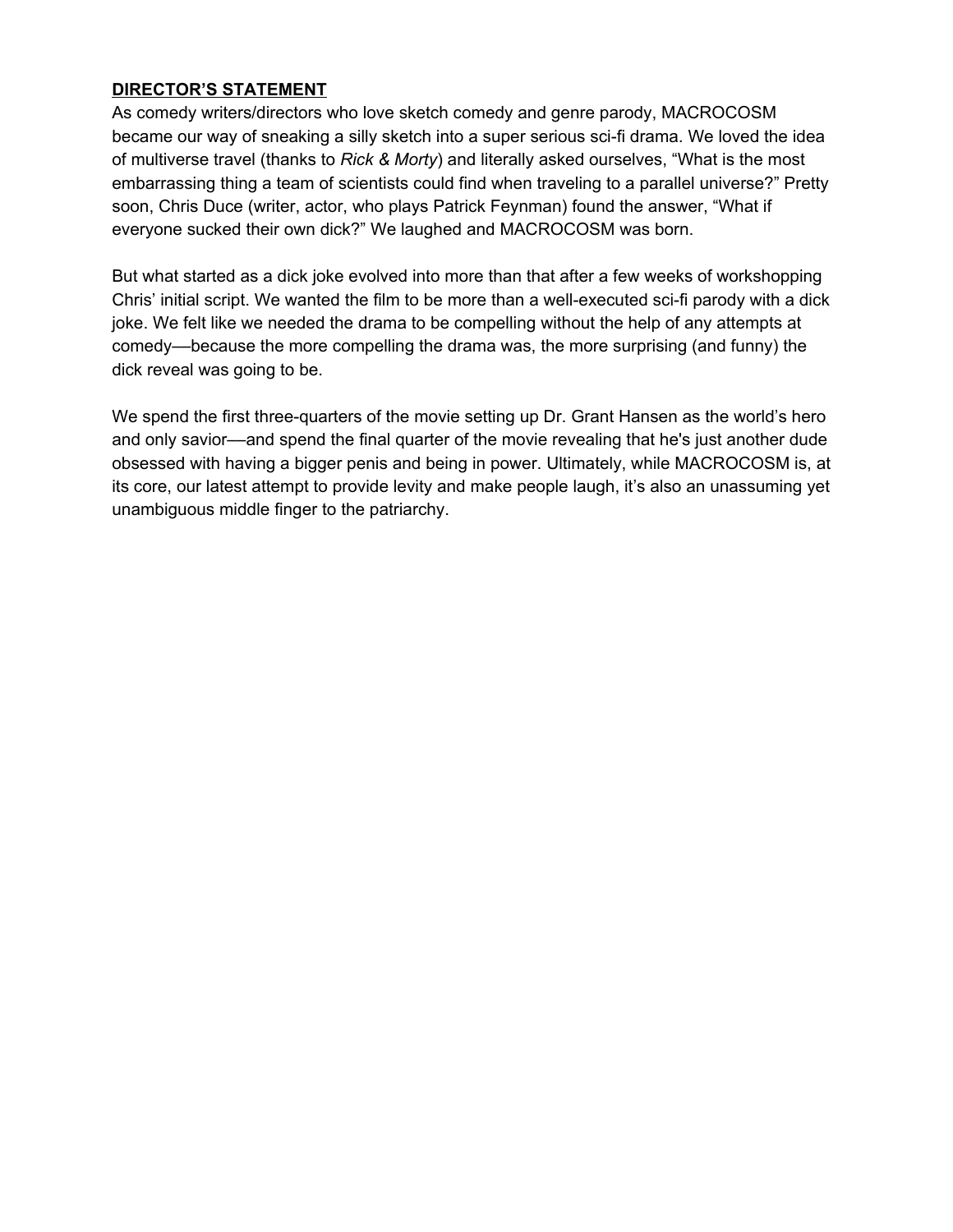**DIRECTOR'S STATEMENT**

As comedy writers/directors who love sketch comedy and genre parody, MACROCOSM became our way of sneaking a silly sketch into a super serious sci-fi drama. We loved the idea of multiverse travel (thanks to *Rick & Morty*) and literally asked ourselves, "What is the most embarrassing thing a team of scientists could find when traveling to a parallel universe?" Pretty soon, Chris Duce (writer, actor, who plays Patrick Feynman) found the answer, "What if everyone sucked their own dick?" We laughed and MACROCOSM was born.

But what started as a dick joke evolved into more than that after a few weeks of workshopping Chris' initial script. We wanted the film to be more than a well-executed sci-fi parody with a dick joke. We felt like we needed the drama to be compelling without the help of any attempts at comedy—because the more compelling the drama was, the more surprising (and funny) the dick reveal was going to be.

We spend the first three-quarters of the movie setting up Dr. Grant Hansen as the world's hero and only savior—and spend the final quarter of the movie revealing that he's just another dude obsessed with having a bigger penis and being in power. Ultimately, while MACROCOSM is, at its core, our latest attempt to provide levity and make people laugh, it's also an unassuming yet unambiguous middle finger to the patriarchy.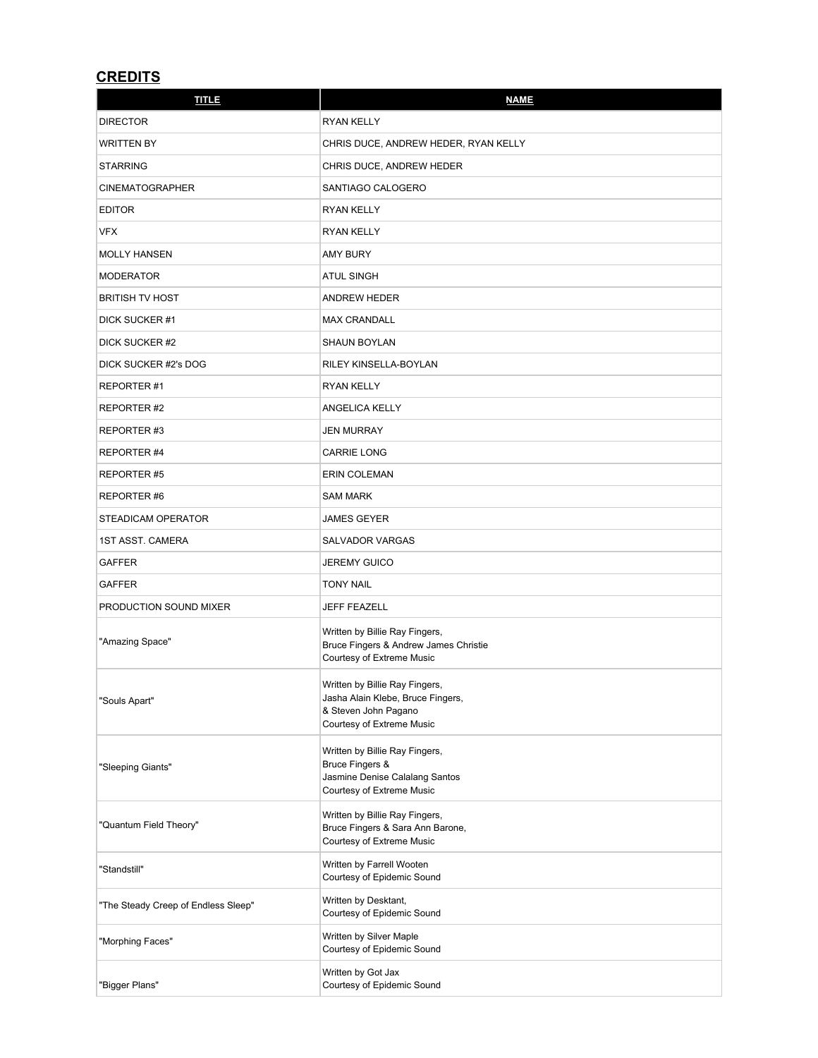## CREDITS

| TITLE | NAME |
| --- | --- |
| DIRECTOR | RYAN KELLY |
| WRITTEN BY | CHRIS DUCE, ANDREW HEDER, RYAN KELLY |
| STARRING | CHRIS DUCE, ANDREW HEDER |
| CINEMATOGRAPHER | SANTIAGO CALOGERO |
| EDITOR | RYAN KELLY |
| VFX | RYAN KELLY |
| MOLLY HANSEN | AMY BURY |
| MODERATOR | ATUL SINGH |
| BRITISH TV HOST | ANDREW HEDER |
| DICK SUCKER #1 | MAX CRANDALL |
| DICK SUCKER #2 | SHAUN BOYLAN |
| DICK SUCKER #2's DOG | RILEY KINSELLA-BOYLAN |
| REPORTER #1 | RYAN KELLY |
| REPORTER #2 | ANGELICA KELLY |
| REPORTER #3 | JEN MURRAY |
| REPORTER #4 | CARRIE LONG |
| REPORTER #5 | ERIN COLEMAN |
| REPORTER #6 | SAM MARK |
| STEADICAM OPERATOR | JAMES GEYER |
| 1ST ASST. CAMERA | SALVADOR VARGAS |
| GAFFER | JEREMY GUICO |
| GAFFER | TONY NAIL |
| PRODUCTION SOUND MIXER | JEFF FEAZELL |
| "Amazing Space" | Written by Billie Ray Fingers, Bruce Fingers & Andrew James Christie Courtesy of Extreme Music |
| "Souls Apart" | Written by Billie Ray Fingers, Jasha Alain Klebe, Bruce Fingers, & Steven John Pagano Courtesy of Extreme Music |
| "Sleeping Giants" | Written by Billie Ray Fingers, Bruce Fingers & Jasmine Denise Calalang Santos Courtesy of Extreme Music |
| "Quantum Field Theory" | Written by Billie Ray Fingers, Bruce Fingers & Sara Ann Barone, Courtesy of Extreme Music |
| "Standstill" | Written by Farrell Wooten Courtesy of Epidemic Sound |
| "The Steady Creep of Endless Sleep" | Written by Desktant, Courtesy of Epidemic Sound |
| "Morphing Faces" | Written by Silver Maple Courtesy of Epidemic Sound |
| "Bigger Plans" | Written by Got Jax Courtesy of Epidemic Sound |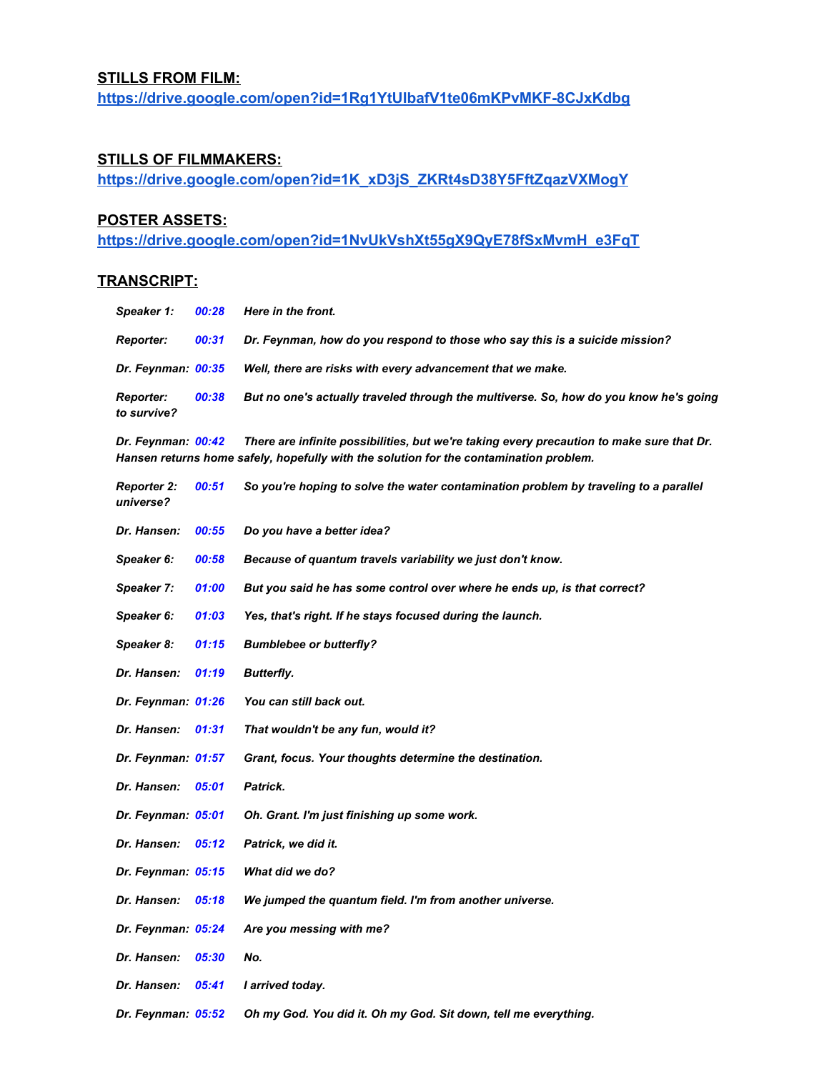**STILLS FROM FILM:**
**https://drive.google.com/open?id=1Rg1YtUIbafV1te06mKPvMKF-8CJxKdbg**

**STILLS OF FILMMAKERS:**
**https://drive.google.com/open?id=1K_xD3jS_ZKRt4sD38Y5FftZqazVXMogY**

**POSTER ASSETS:**
**https://drive.google.com/open?id=1NvUkVshXt55gX9QyE78fSxMvmH_e3FqT**

**TRANSCRIPT:**

***Speaker 1:*** ***00:28*** ***Here in the front.***

***Reporter:*** ***00:31*** ***Dr. Feynman, how do you respond to those who say this is a suicide mission?***

***Dr. Feynman:*** ***00:35*** ***Well, there are risks with every advancement that we make.***

***Reporter:*** ***00:38*** ***But no one's actually traveled through the multiverse. So, how do you know he's going to survive?***

***Dr. Feynman:*** ***00:42*** ***There are infinite possibilities, but we're taking every precaution to make sure that Dr. Hansen returns home safely, hopefully with the solution for the contamination problem.***

***Reporter 2:*** ***00:51*** ***So you're hoping to solve the water contamination problem by traveling to a parallel universe?***

***Dr. Hansen:*** ***00:55*** ***Do you have a better idea?***

***Speaker 6:*** ***00:58*** ***Because of quantum travels variability we just don't know.***

***Speaker 7:*** ***01:00*** ***But you said he has some control over where he ends up, is that correct?***

***Speaker 6:*** ***01:03*** ***Yes, that's right. If he stays focused during the launch.***

***Speaker 8:*** ***01:15*** ***Bumblebee or butterfly?***

***Dr. Hansen:*** ***01:19*** ***Butterfly.***

***Dr. Feynman:*** ***01:26*** ***You can still back out.***

***Dr. Hansen:*** ***01:31*** ***That wouldn't be any fun, would it?***

***Dr. Feynman:*** ***01:57*** ***Grant, focus. Your thoughts determine the destination.***

***Dr. Hansen:*** ***05:01*** ***Patrick.***

***Dr. Feynman:*** ***05:01*** ***Oh. Grant. I'm just finishing up some work.***

***Dr. Hansen:*** ***05:12*** ***Patrick, we did it.***

***Dr. Feynman:*** ***05:15*** ***What did we do?***

***Dr. Hansen:*** ***05:18*** ***We jumped the quantum field. I'm from another universe.***

***Dr. Feynman:*** ***05:24*** ***Are you messing with me?***

***Dr. Hansen:*** ***05:30*** ***No.***

***Dr. Hansen:*** ***05:41*** ***I arrived today.***

***Dr. Feynman:*** ***05:52*** ***Oh my God. You did it. Oh my God. Sit down, tell me everything.***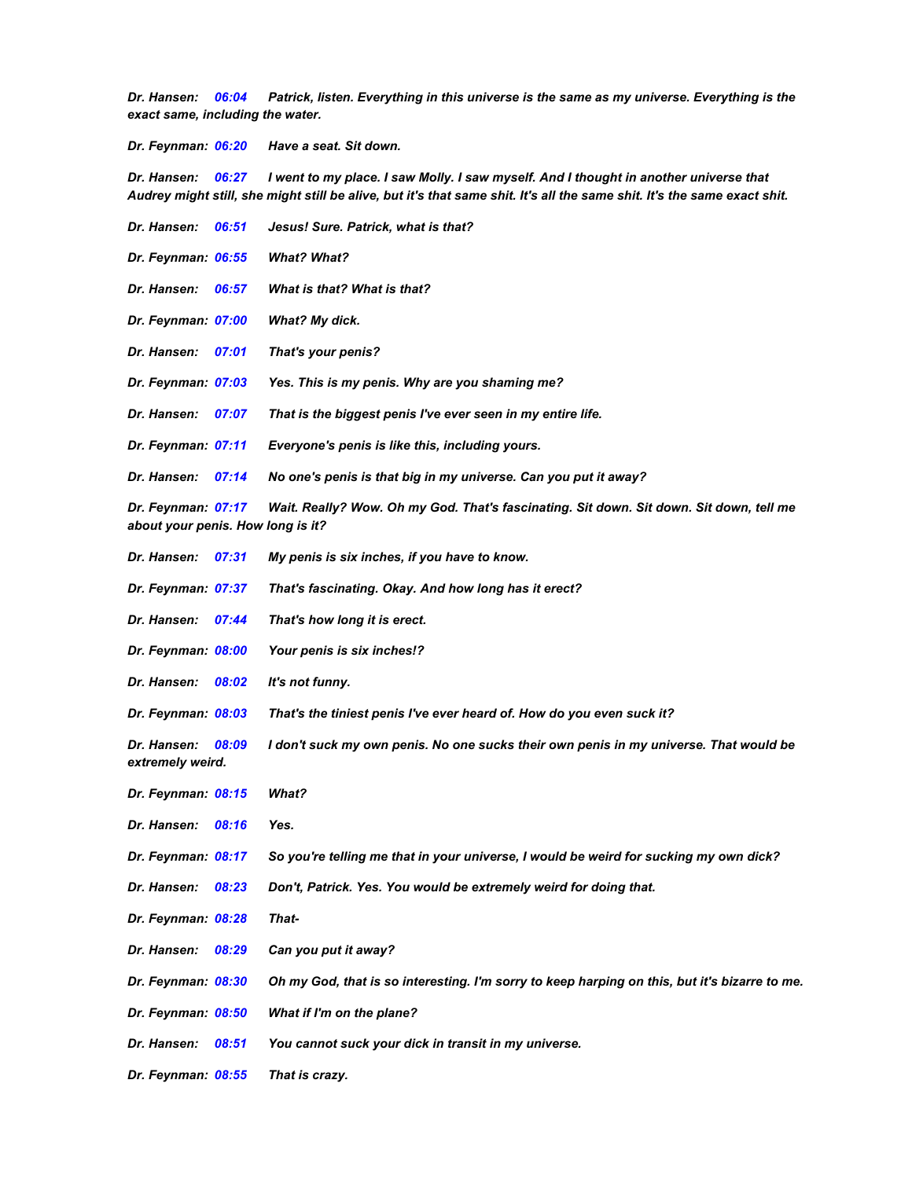***Dr. Hansen:*** ***06:04*** ***Patrick, listen. Everything in this universe is the same as my universe. Everything is the exact same, including the water.***

***Dr. Feynman:*** ***06:20*** ***Have a seat. Sit down.***

***Dr. Hansen:*** ***06:27*** ***I went to my place. I saw Molly. I saw myself. And I thought in another universe that Audrey might still, she might still be alive, but it's that same shit. It's all the same shit. It's the same exact shit.***

***Dr. Hansen:*** ***06:51*** ***Jesus! Sure. Patrick, what is that?***

***Dr. Feynman:*** ***06:55*** ***What? What?***

***Dr. Hansen:*** ***06:57*** ***What is that? What is that?***

***Dr. Feynman:*** ***07:00*** ***What? My dick.***

***Dr. Hansen:*** ***07:01*** ***That's your penis?***

***Dr. Feynman:*** ***07:03*** ***Yes. This is my penis. Why are you shaming me?***

***Dr. Hansen:*** ***07:07*** ***That is the biggest penis I've ever seen in my entire life.***

***Dr. Feynman:*** ***07:11*** ***Everyone's penis is like this, including yours.***

***Dr. Hansen:*** ***07:14*** ***No one's penis is that big in my universe. Can you put it away?***

***Dr. Feynman:*** ***07:17*** ***Wait. Really? Wow. Oh my God. That's fascinating. Sit down. Sit down. Sit down, tell me about your penis. How long is it?***

***Dr. Hansen:*** ***07:31*** ***My penis is six inches, if you have to know.***

***Dr. Feynman:*** ***07:37*** ***That's fascinating. Okay. And how long has it erect?***

***Dr. Hansen:*** ***07:44*** ***That's how long it is erect.***

***Dr. Feynman:*** ***08:00*** ***Your penis is six inches!?***

***Dr. Hansen:*** ***08:02*** ***It's not funny.***

***Dr. Feynman:*** ***08:03*** ***That's the tiniest penis I've ever heard of. How do you even suck it?***

***Dr. Hansen:*** ***08:09*** ***I don't suck my own penis. No one sucks their own penis in my universe. That would be extremely weird.***

***Dr. Feynman:*** ***08:15*** ***What?***

***Dr. Hansen:*** ***08:16*** ***Yes.***

***Dr. Feynman:*** ***08:17*** ***So you're telling me that in your universe, I would be weird for sucking my own dick?***

***Dr. Hansen:*** ***08:23*** ***Don't, Patrick. Yes. You would be extremely weird for doing that.***

***Dr. Feynman:*** ***08:28*** ***That-***

***Dr. Hansen:*** ***08:29*** ***Can you put it away?***

***Dr. Feynman:*** ***08:30*** ***Oh my God, that is so interesting. I'm sorry to keep harping on this, but it's bizarre to me.***

***Dr. Feynman:*** ***08:50*** ***What if I'm on the plane?***

***Dr. Hansen:*** ***08:51*** ***You cannot suck your dick in transit in my universe.***

***Dr. Feynman:*** ***08:55*** ***That is crazy.***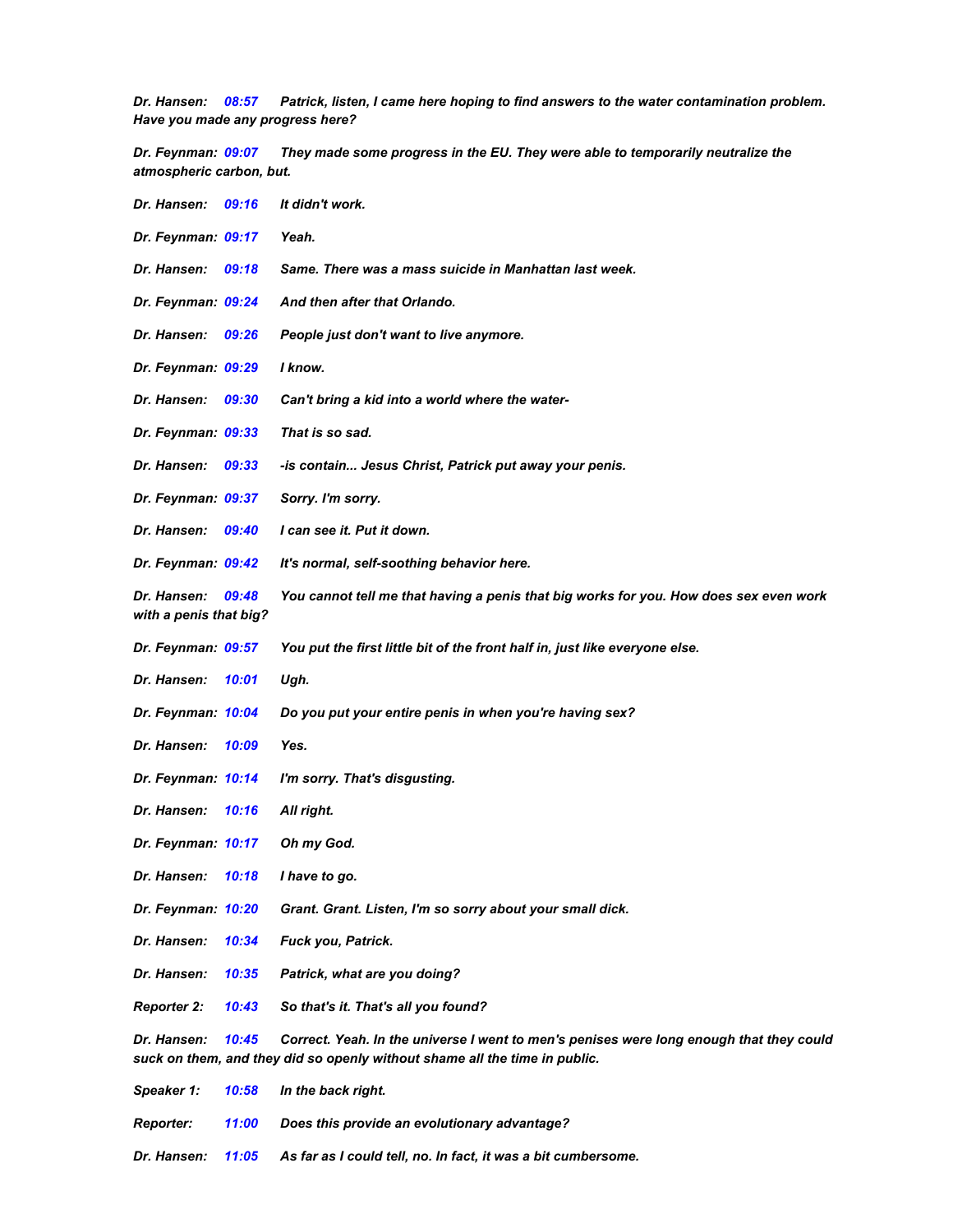***Dr. Hansen:*** ***08:57*** ***Patrick, listen, I came here hoping to find answers to the water contamination problem. Have you made any progress here?***

***Dr. Feynman:*** ***09:07*** ***They made some progress in the EU. They were able to temporarily neutralize the atmospheric carbon, but.***

***Dr. Hansen:*** ***09:16*** ***It didn't work.***

***Dr. Feynman:*** ***09:17*** ***Yeah.***

***Dr. Hansen:*** ***09:18*** ***Same. There was a mass suicide in Manhattan last week.***

***Dr. Feynman:*** ***09:24*** ***And then after that Orlando.***

***Dr. Hansen:*** ***09:26*** ***People just don't want to live anymore.***

***Dr. Feynman:*** ***09:29*** ***I know.***

***Dr. Hansen:*** ***09:30*** ***Can't bring a kid into a world where the water-***

***Dr. Feynman:*** ***09:33*** ***That is so sad.***

***Dr. Hansen:*** ***09:33*** ***-is contain... Jesus Christ, Patrick put away your penis.***

***Dr. Feynman:*** ***09:37*** ***Sorry. I'm sorry.***

***Dr. Hansen:*** ***09:40*** ***I can see it. Put it down.***

***Dr. Feynman:*** ***09:42*** ***It's normal, self-soothing behavior here.***

***Dr. Hansen:*** ***09:48*** ***You cannot tell me that having a penis that big works for you. How does sex even work with a penis that big?***

***Dr. Feynman:*** ***09:57*** ***You put the first little bit of the front half in, just like everyone else.***

***Dr. Hansen:*** ***10:01*** ***Ugh.***

***Dr. Feynman:*** ***10:04*** ***Do you put your entire penis in when you're having sex?***

***Dr. Hansen:*** ***10:09*** ***Yes.***

***Dr. Feynman:*** ***10:14*** ***I'm sorry. That's disgusting.***

***Dr. Hansen:*** ***10:16*** ***All right.***

***Dr. Feynman:*** ***10:17*** ***Oh my God.***

***Dr. Hansen:*** ***10:18*** ***I have to go.***

***Dr. Feynman:*** ***10:20*** ***Grant. Grant. Listen, I'm so sorry about your small dick.***

***Dr. Hansen:*** ***10:34*** ***Fuck you, Patrick.***

***Dr. Hansen:*** ***10:35*** ***Patrick, what are you doing?***

***Reporter 2:*** ***10:43*** ***So that's it. That's all you found?***

***Dr. Hansen:*** ***10:45*** ***Correct. Yeah. In the universe I went to men's penises were long enough that they could suck on them, and they did so openly without shame all the time in public.***

***Speaker 1:*** ***10:58*** ***In the back right.***

***Reporter:*** ***11:00*** ***Does this provide an evolutionary advantage?***

***Dr. Hansen:*** ***11:05*** ***As far as I could tell, no. In fact, it was a bit cumbersome.***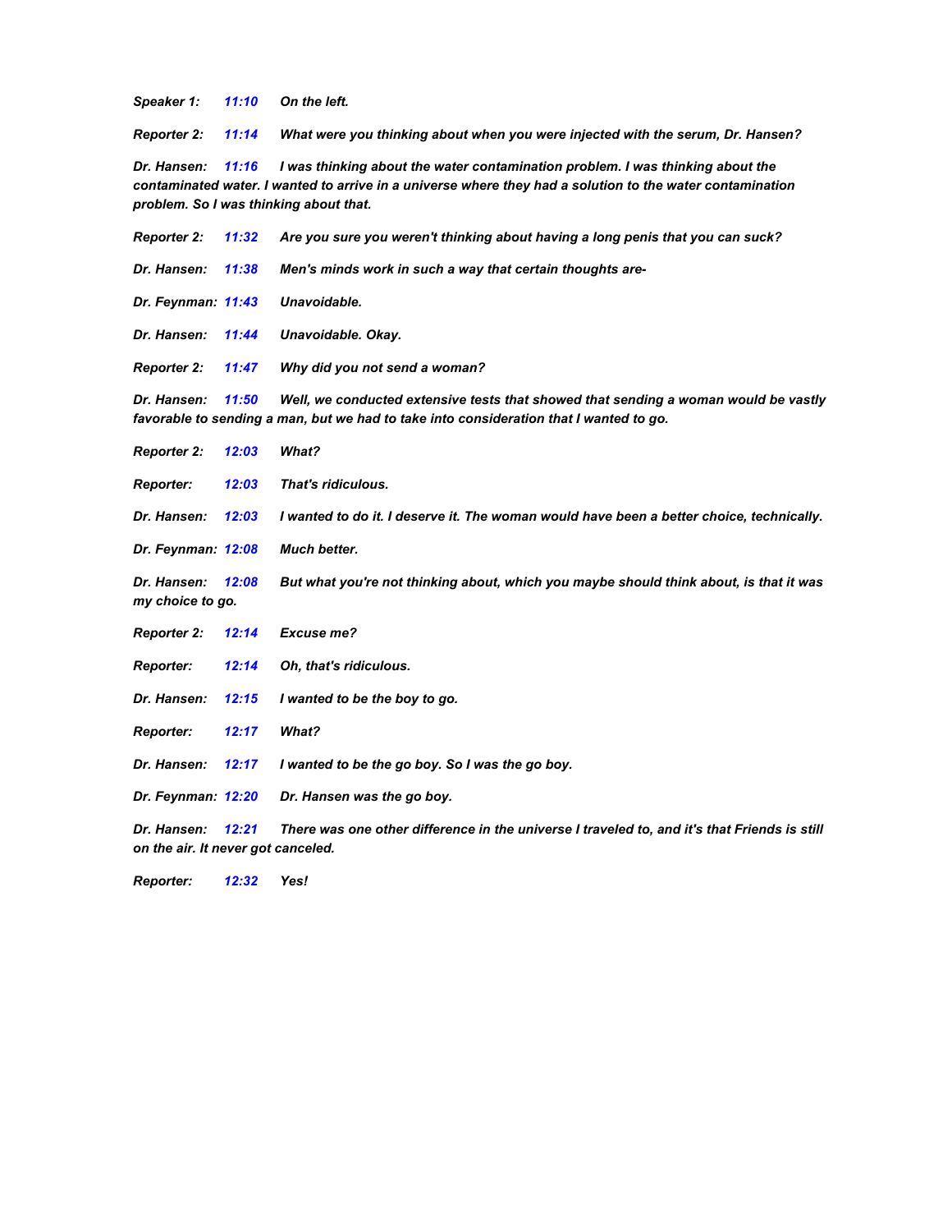***Speaker 1:*** ***11:10*** ***On the left.***

***Reporter 2:*** ***11:14*** ***What were you thinking about when you were injected with the serum, Dr. Hansen?***

***Dr. Hansen:*** ***11:16*** ***I was thinking about the water contamination problem. I was thinking about the contaminated water. I wanted to arrive in a universe where they had a solution to the water contamination problem. So I was thinking about that.***

***Reporter 2:*** ***11:32*** ***Are you sure you weren't thinking about having a long penis that you can suck?***

***Dr. Hansen:*** ***11:38*** ***Men's minds work in such a way that certain thoughts are-***

***Dr. Feynman:*** ***11:43*** ***Unavoidable.***

***Dr. Hansen:*** ***11:44*** ***Unavoidable. Okay.***

***Reporter 2:*** ***11:47*** ***Why did you not send a woman?***

***Dr. Hansen:*** ***11:50*** ***Well, we conducted extensive tests that showed that sending a woman would be vastly favorable to sending a man, but we had to take into consideration that I wanted to go.***

***Reporter 2:*** ***12:03*** ***What?***

***Reporter:*** ***12:03*** ***That's ridiculous.***

***Dr. Hansen:*** ***12:03*** ***I wanted to do it. I deserve it. The woman would have been a better choice, technically.***

***Dr. Feynman:*** ***12:08*** ***Much better.***

***Dr. Hansen:*** ***12:08*** ***But what you're not thinking about, which you maybe should think about, is that it was my choice to go.***

***Reporter 2:*** ***12:14*** ***Excuse me?***

***Reporter:*** ***12:14*** ***Oh, that's ridiculous.***

***Dr. Hansen:*** ***12:15*** ***I wanted to be the boy to go.***

***Reporter:*** ***12:17*** ***What?***

***Dr. Hansen:*** ***12:17*** ***I wanted to be the go boy. So I was the go boy.***

***Dr. Feynman:*** ***12:20*** ***Dr. Hansen was the go boy.***

***Dr. Hansen:*** ***12:21*** ***There was one other difference in the universe I traveled to, and it's that Friends is still on the air. It never got canceled.***

***Reporter:*** ***12:32*** ***Yes!***